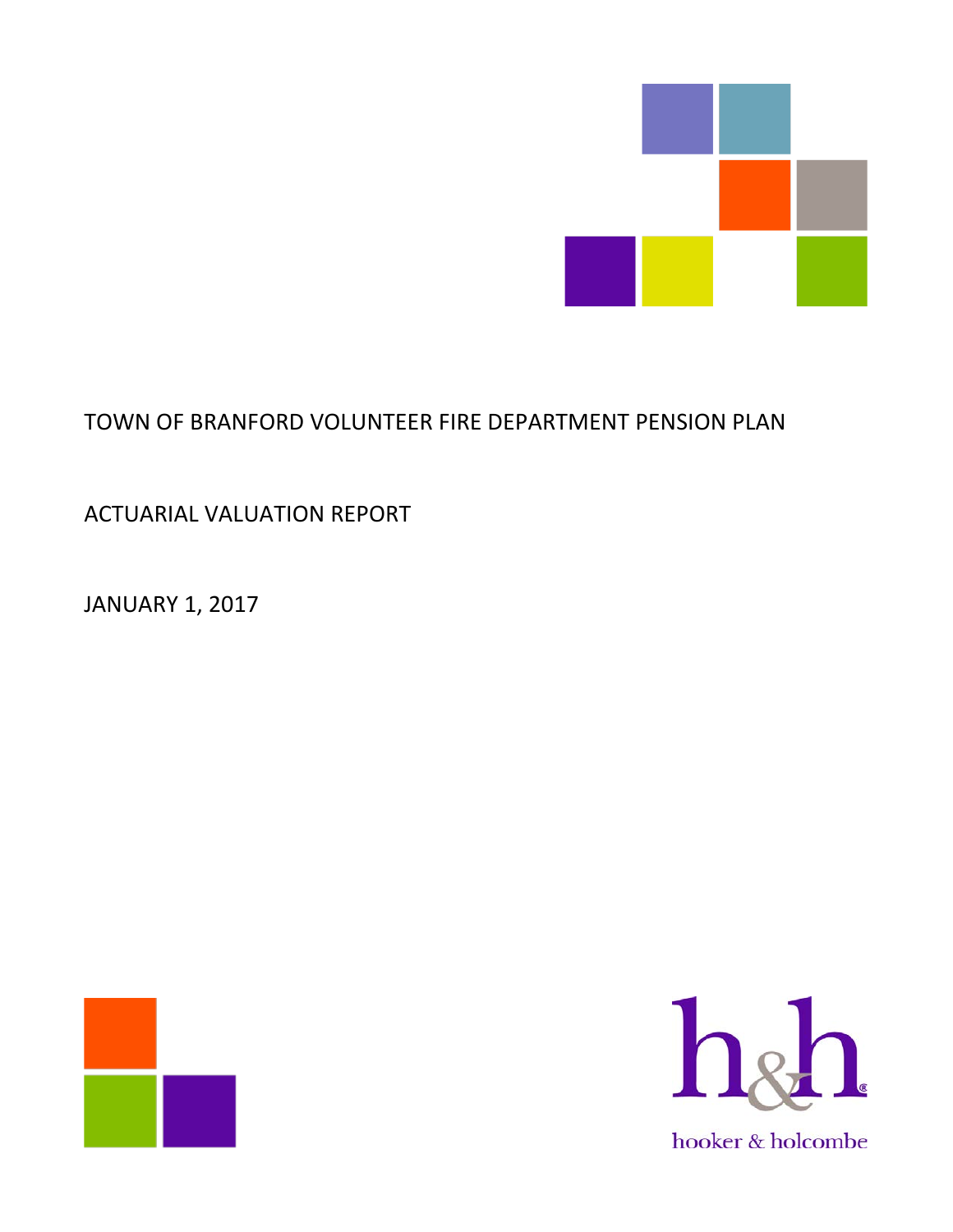# TOWN OF BRANFORD VOLUNTEER FIRE DEPARTMENT PENSION PLAN

## ACTUARIAL VALUATION REPORT

## JANUARY 1, 2017

hooker & holcombe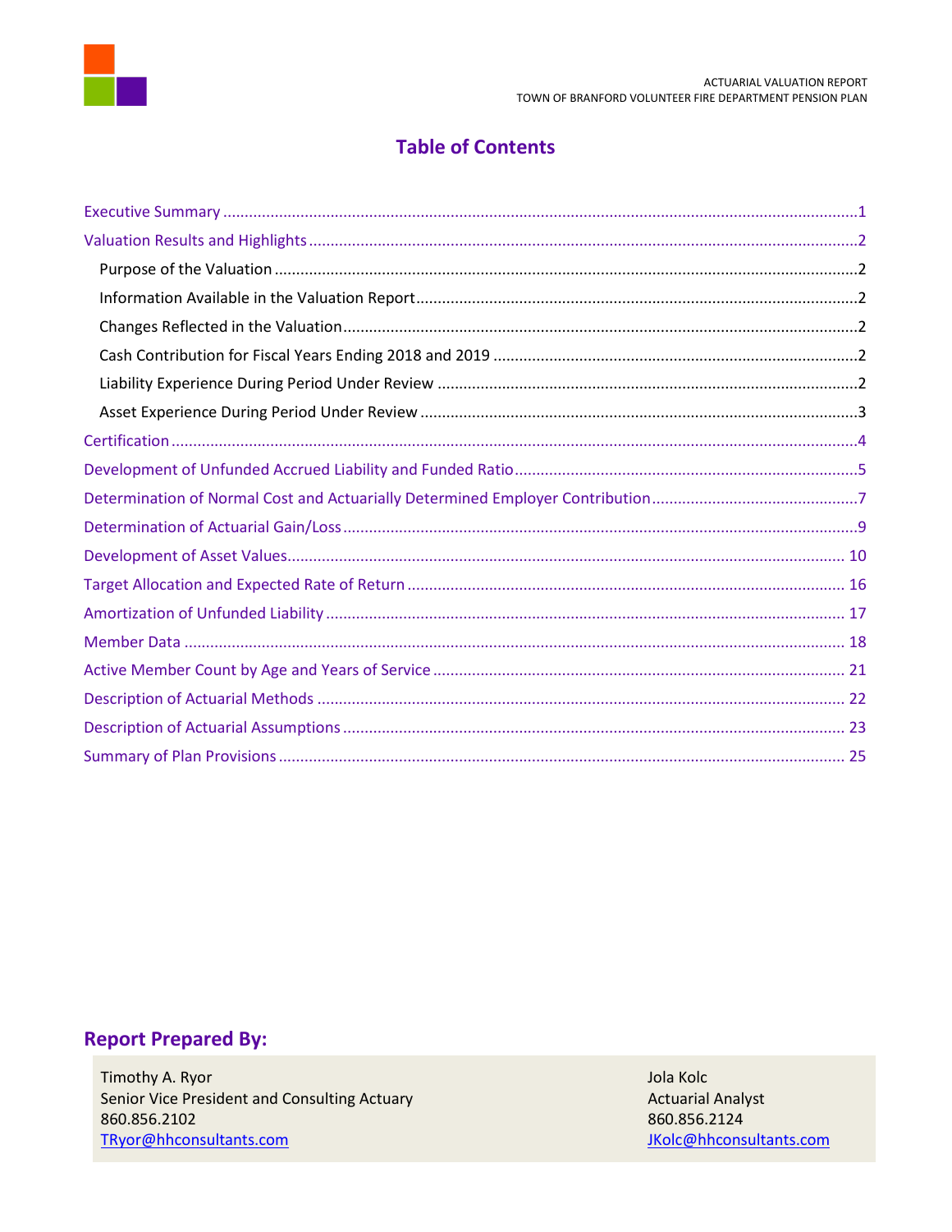# Table of Contents

| Section | Page |
|---|---|
| Executive Summary | 1 |
| Valuation Results and Highlights | 2 |
| Purpose of the Valuation | 2 |
| Information Available in the Valuation Report | 2 |
| Changes Reflected in the Valuation | 2 |
| Cash Contribution for Fiscal Years Ending 2018 and 2019 | 2 |
| Liability Experience During Period Under Review | 2 |
| Asset Experience During Period Under Review | 3 |
| Certification | 4 |
| Development of Unfunded Accrued Liability and Funded Ratio | 5 |
| Determination of Normal Cost and Actuarially Determined Employer Contribution | 7 |
| Determination of Actuarial Gain/Loss | 9 |
| Development of Asset Values | 10 |
| Target Allocation and Expected Rate of Return | 16 |
| Amortization of Unfunded Liability | 17 |
| Member Data | 18 |
| Active Member Count by Age and Years of Service | 21 |
| Description of Actuarial Methods | 22 |
| Description of Actuarial Assumptions | 23 |
| Summary of Plan Provisions | 25 |

## Report Prepared By:

| | |
|---|---|
| Timothy A. Ryor | Jola Kolc |
| Senior Vice President and Consulting Actuary | Actuarial Analyst |
| 860.856.2102 | 860.856.2124 |
| TRyor@hhconsultants.com | JKolc@hhconsultants.com |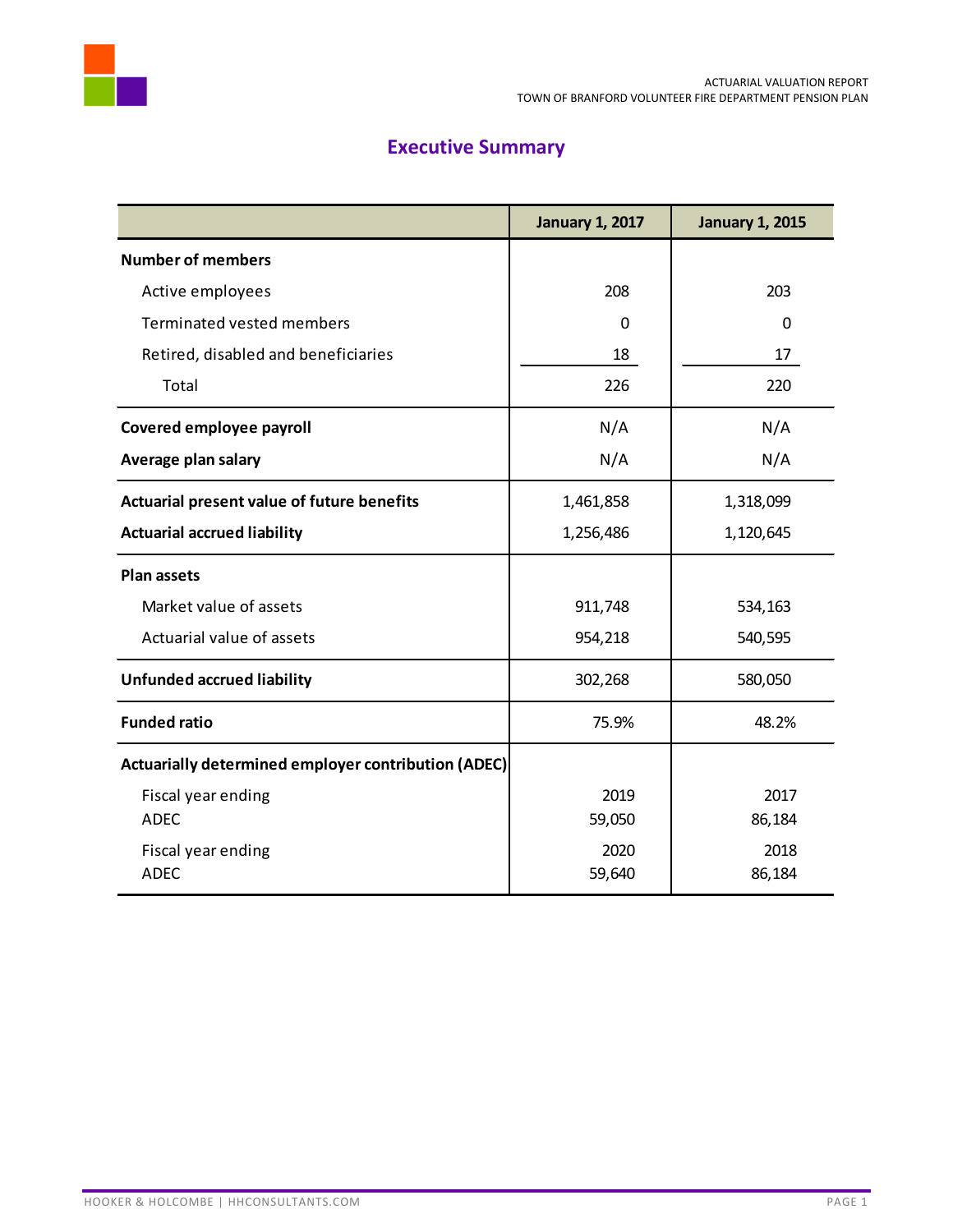# Executive Summary

| | January 1, 2017 | January 1, 2015 |
|---|---|---|
| **Number of members** | | |
| Active employees | 208 | 203 |
| Terminated vested members | 0 | 0 |
| Retired, disabled and beneficiaries | 18 | 17 |
| Total | 226 | 220 |
| **Covered employee payroll** | N/A | N/A |
| **Average plan salary** | N/A | N/A |
| **Actuarial present value of future benefits** | 1,461,858 | 1,318,099 |
| **Actuarial accrued liability** | 1,256,486 | 1,120,645 |
| **Plan assets** | | |
| Market value of assets | 911,748 | 534,163 |
| Actuarial value of assets | 954,218 | 540,595 |
| **Unfunded accrued liability** | 302,268 | 580,050 |
| **Funded ratio** | 75.9% | 48.2% |
| **Actuarially determined employer contribution (ADEC)** | | |
| Fiscal year ending | 2019 | 2017 |
| ADEC | 59,050 | 86,184 |
| Fiscal year ending | 2020 | 2018 |
| ADEC | 59,640 | 86,184 |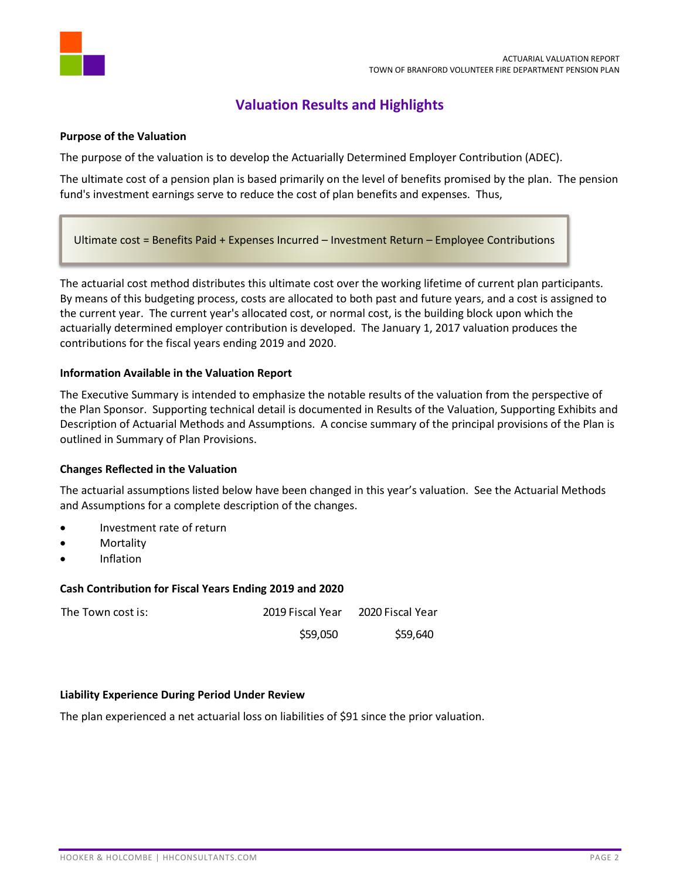# Valuation Results and Highlights

**Purpose of the Valuation**

The purpose of the valuation is to develop the Actuarially Determined Employer Contribution (ADEC).

The ultimate cost of a pension plan is based primarily on the level of benefits promised by the plan. The pension fund's investment earnings serve to reduce the cost of plan benefits and expenses. Thus,

> Ultimate cost = Benefits Paid + Expenses Incurred – Investment Return – Employee Contributions

The actuarial cost method distributes this ultimate cost over the working lifetime of current plan participants. By means of this budgeting process, costs are allocated to both past and future years, and a cost is assigned to the current year. The current year's allocated cost, or normal cost, is the building block upon which the actuarially determined employer contribution is developed. The January 1, 2017 valuation produces the contributions for the fiscal years ending 2019 and 2020.

**Information Available in the Valuation Report**

The Executive Summary is intended to emphasize the notable results of the valuation from the perspective of the Plan Sponsor. Supporting technical detail is documented in Results of the Valuation, Supporting Exhibits and Description of Actuarial Methods and Assumptions. A concise summary of the principal provisions of the Plan is outlined in Summary of Plan Provisions.

**Changes Reflected in the Valuation**

The actuarial assumptions listed below have been changed in this year's valuation. See the Actuarial Methods and Assumptions for a complete description of the changes.

- Investment rate of return
- Mortality
- Inflation

**Cash Contribution for Fiscal Years Ending 2019 and 2020**

| The Town cost is: | 2019 Fiscal Year | 2020 Fiscal Year |
|---|---|---|
| | $59,050 | $59,640 |

**Liability Experience During Period Under Review**

The plan experienced a net actuarial loss on liabilities of $91 since the prior valuation.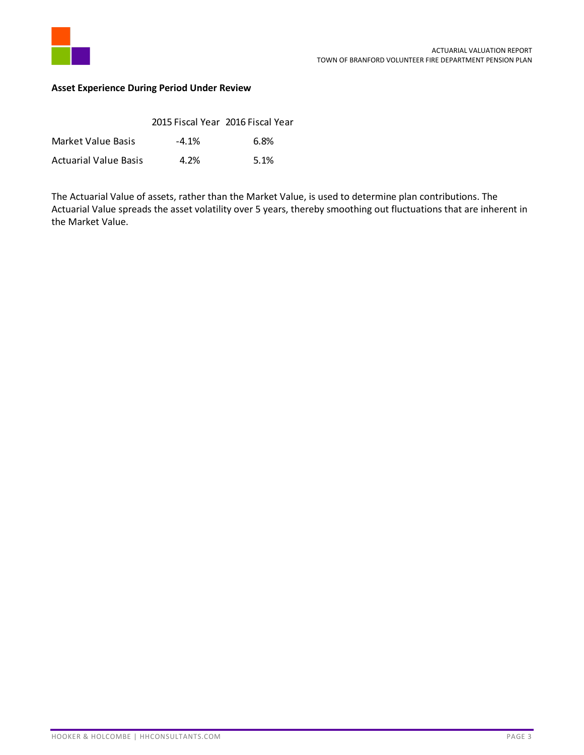**Asset Experience During Period Under Review**

| | 2015 Fiscal Year | 2016 Fiscal Year |
|---|---|---|
| Market Value Basis | -4.1% | 6.8% |
| Actuarial Value Basis | 4.2% | 5.1% |

The Actuarial Value of assets, rather than the Market Value, is used to determine plan contributions. The Actuarial Value spreads the asset volatility over 5 years, thereby smoothing out fluctuations that are inherent in the Market Value.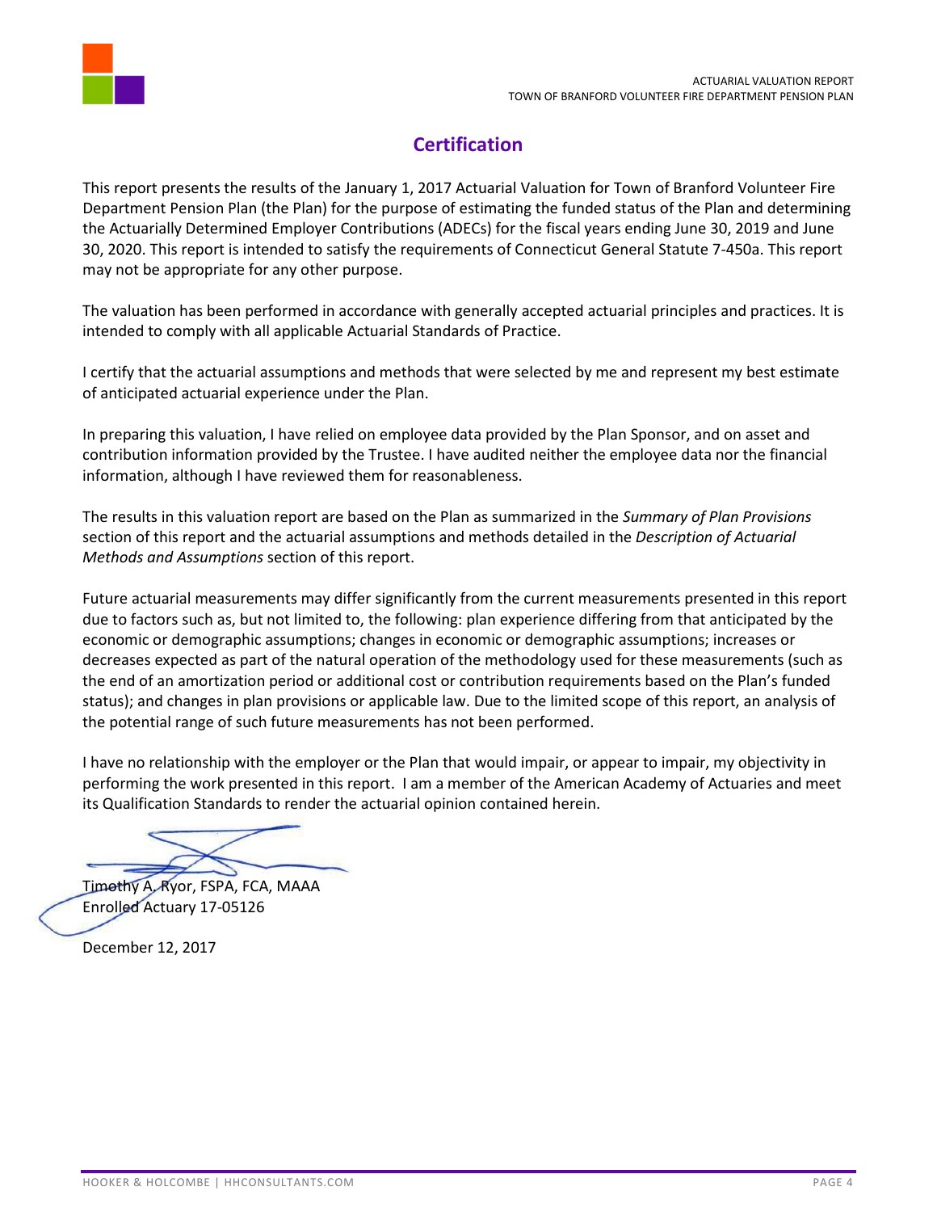## Certification

This report presents the results of the January 1, 2017 Actuarial Valuation for Town of Branford Volunteer Fire Department Pension Plan (the Plan) for the purpose of estimating the funded status of the Plan and determining the Actuarially Determined Employer Contributions (ADECs) for the fiscal years ending June 30, 2019 and June 30, 2020. This report is intended to satisfy the requirements of Connecticut General Statute 7-450a. This report may not be appropriate for any other purpose.

The valuation has been performed in accordance with generally accepted actuarial principles and practices. It is intended to comply with all applicable Actuarial Standards of Practice.

I certify that the actuarial assumptions and methods that were selected by me and represent my best estimate of anticipated actuarial experience under the Plan.

In preparing this valuation, I have relied on employee data provided by the Plan Sponsor, and on asset and contribution information provided by the Trustee. I have audited neither the employee data nor the financial information, although I have reviewed them for reasonableness.

The results in this valuation report are based on the Plan as summarized in the *Summary of Plan Provisions* section of this report and the actuarial assumptions and methods detailed in the *Description of Actuarial Methods and Assumptions* section of this report.

Future actuarial measurements may differ significantly from the current measurements presented in this report due to factors such as, but not limited to, the following: plan experience differing from that anticipated by the economic or demographic assumptions; changes in economic or demographic assumptions; increases or decreases expected as part of the natural operation of the methodology used for these measurements (such as the end of an amortization period or additional cost or contribution requirements based on the Plan's funded status); and changes in plan provisions or applicable law. Due to the limited scope of this report, an analysis of the potential range of such future measurements has not been performed.

I have no relationship with the employer or the Plan that would impair, or appear to impair, my objectivity in performing the work presented in this report. I am a member of the American Academy of Actuaries and meet its Qualification Standards to render the actuarial opinion contained herein.

Timothy A. Ryor, FSPA, FCA, MAAA
Enrolled Actuary 17-05126

December 12, 2017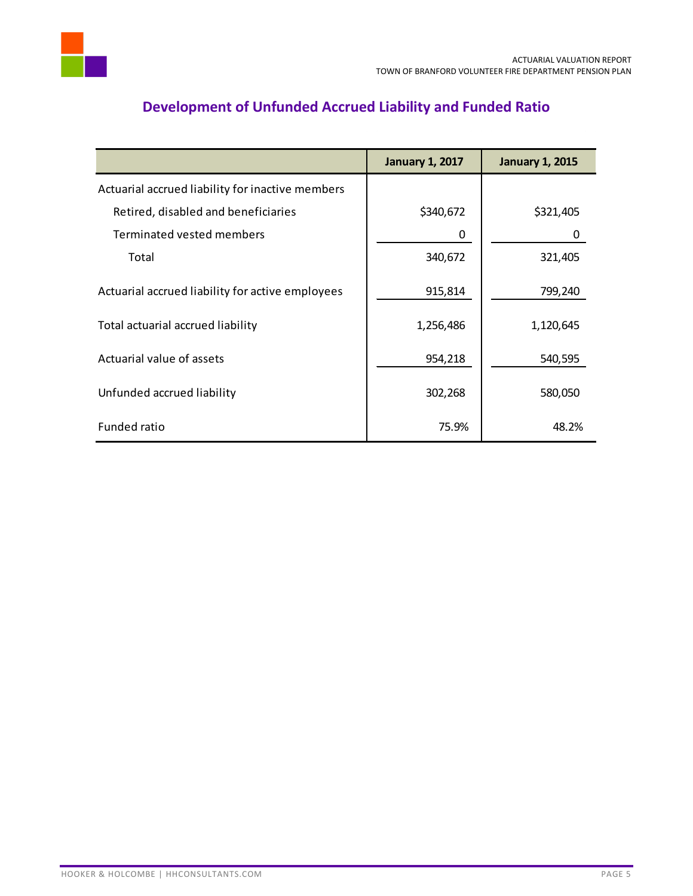## Development of Unfunded Accrued Liability and Funded Ratio

| | January 1, 2017 | January 1, 2015 |
|---|---|---|
| Actuarial accrued liability for inactive members | | |
| Retired, disabled and beneficiaries | $340,672 | $321,405 |
| Terminated vested members | 0 | 0 |
| Total | 340,672 | 321,405 |
| Actuarial accrued liability for active employees | 915,814 | 799,240 |
| Total actuarial accrued liability | 1,256,486 | 1,120,645 |
| Actuarial value of assets | 954,218 | 540,595 |
| Unfunded accrued liability | 302,268 | 580,050 |
| Funded ratio | 75.9% | 48.2% |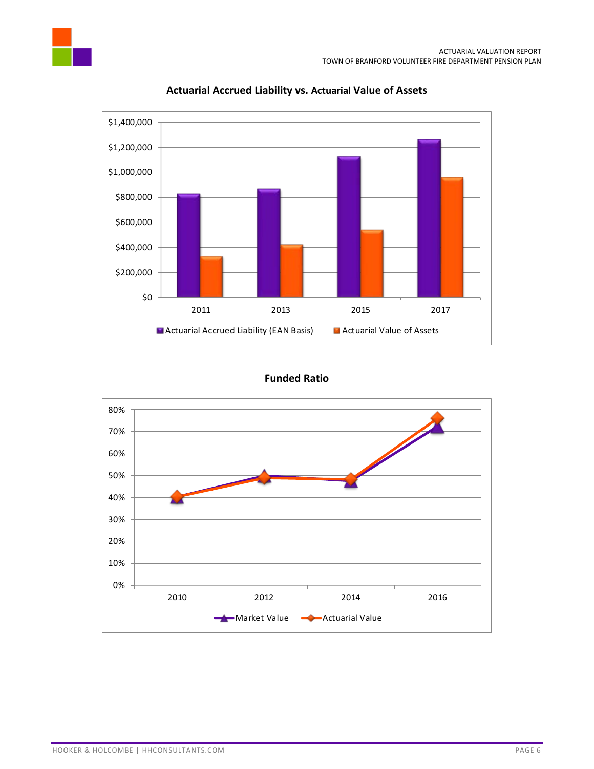**Actuarial Accrued Liability vs. Actuarial Value of Assets**

$1,400,000
$1,200,000
$1,000,000
$800,000
$600,000
$400,000
$200,000
$0

2011 2013 2015 2017

Actuarial Accrued Liability (EAN Basis) Actuarial Value of Assets

**Funded Ratio**

80%
70%
60%
50%
40%
30%
20%
10%
0%

2010 2012 2014 2016

Market Value Actuarial Value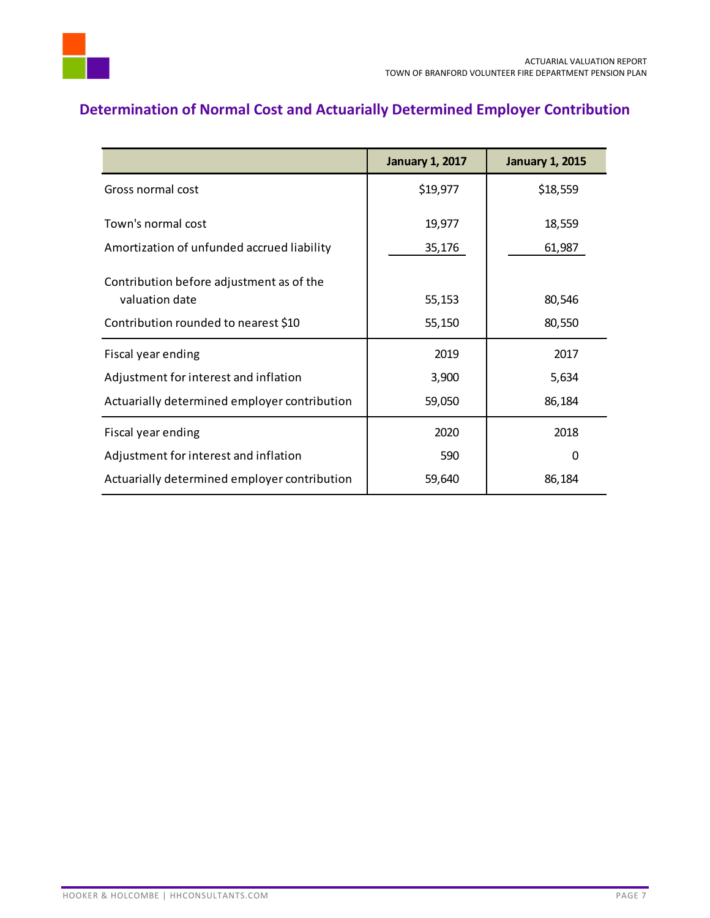## Determination of Normal Cost and Actuarially Determined Employer Contribution

| | January 1, 2017 | January 1, 2015 |
|---|---|---|
| Gross normal cost | $19,977 | $18,559 |
| Town's normal cost | 19,977 | 18,559 |
| Amortization of unfunded accrued liability | 35,176 | 61,987 |
| Contribution before adjustment as of the valuation date | 55,153 | 80,546 |
| Contribution rounded to nearest $10 | 55,150 | 80,550 |
| Fiscal year ending | 2019 | 2017 |
| Adjustment for interest and inflation | 3,900 | 5,634 |
| Actuarially determined employer contribution | 59,050 | 86,184 |
| Fiscal year ending | 2020 | 2018 |
| Adjustment for interest and inflation | 590 | 0 |
| Actuarially determined employer contribution | 59,640 | 86,184 |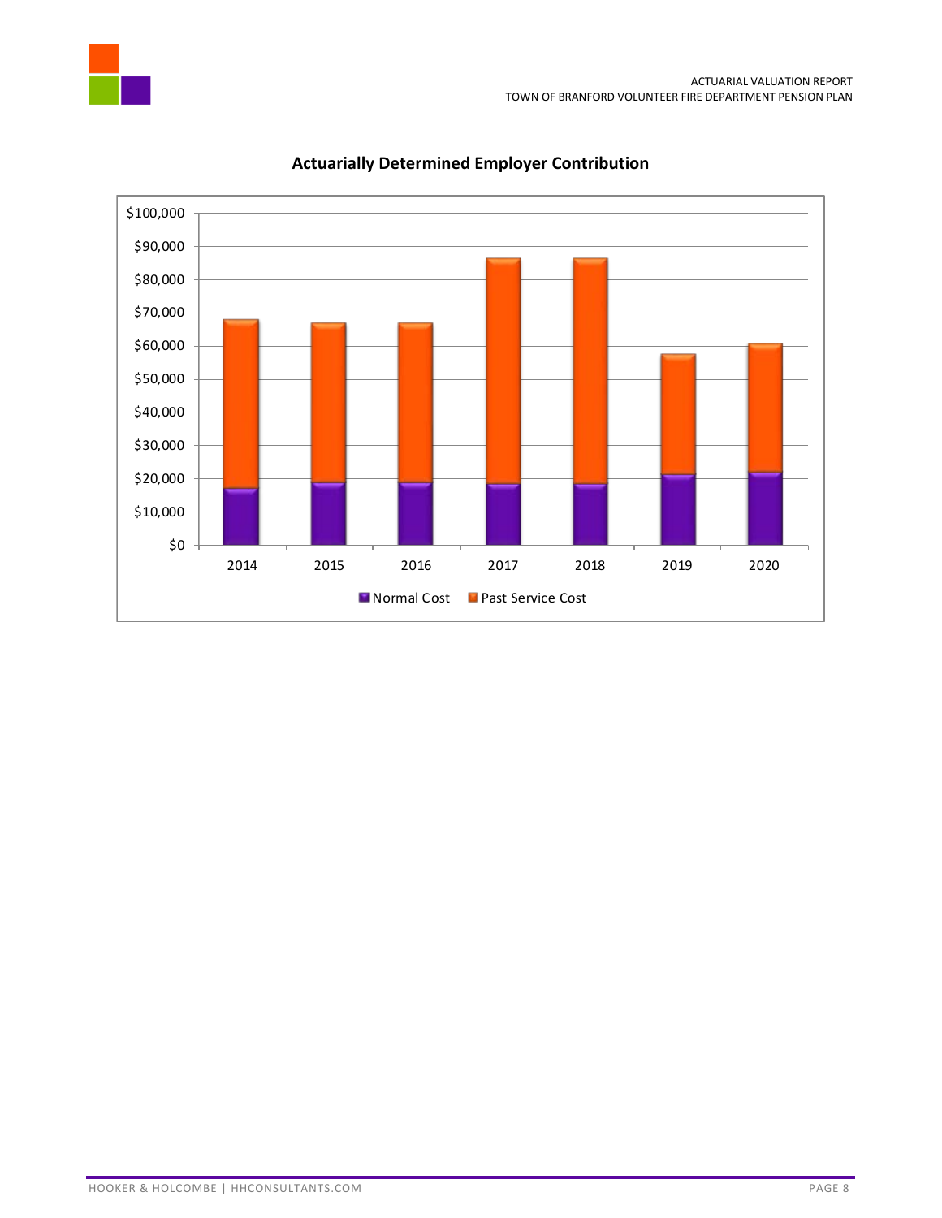## Actuarially Determined Employer Contribution

$100,000
$90,000
$80,000
$70,000
$60,000
$50,000
$40,000
$30,000
$20,000
$10,000
$0

2014 2015 2016 2017 2018 2019 2020

Normal Cost Past Service Cost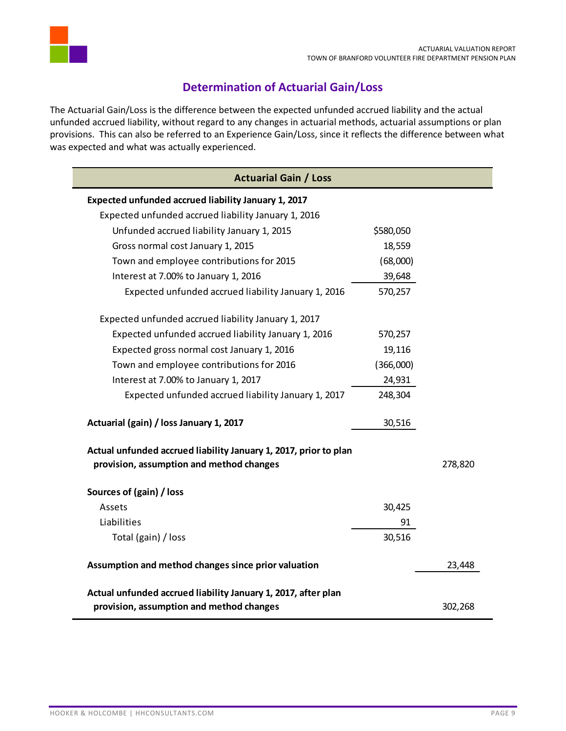## Determination of Actuarial Gain/Loss

The Actuarial Gain/Loss is the difference between the expected unfunded accrued liability and the actual unfunded accrued liability, without regard to any changes in actuarial methods, actuarial assumptions or plan provisions. This can also be referred to an Experience Gain/Loss, since it reflects the difference between what was expected and what was actually experienced.

| Actuarial Gain / Loss | | |
|---|---|---|
| **Expected unfunded accrued liability January 1, 2017** | | |
| Expected unfunded accrued liability January 1, 2016 | | |
| Unfunded accrued liability January 1, 2015 | $580,050 | |
| Gross normal cost January 1, 2015 | 18,559 | |
| Town and employee contributions for 2015 | (68,000) | |
| Interest at 7.00% to January 1, 2016 | 39,648 | |
| Expected unfunded accrued liability January 1, 2016 | 570,257 | |
| Expected unfunded accrued liability January 1, 2017 | | |
| Expected unfunded accrued liability January 1, 2016 | 570,257 | |
| Expected gross normal cost January 1, 2016 | 19,116 | |
| Town and employee contributions for 2016 | (366,000) | |
| Interest at 7.00% to January 1, 2017 | 24,931 | |
| Expected unfunded accrued liability January 1, 2017 | 248,304 | |
| **Actuarial (gain) / loss January 1, 2017** | 30,516 | |
| **Actual unfunded accrued liability January 1, 2017, prior to plan provision, assumption and method changes** | | 278,820 |
| **Sources of (gain) / loss** | | |
| Assets | 30,425 | |
| Liabilities | 91 | |
| Total (gain) / loss | 30,516 | |
| **Assumption and method changes since prior valuation** | | 23,448 |
| **Actual unfunded accrued liability January 1, 2017, after plan provision, assumption and method changes** | | 302,268 |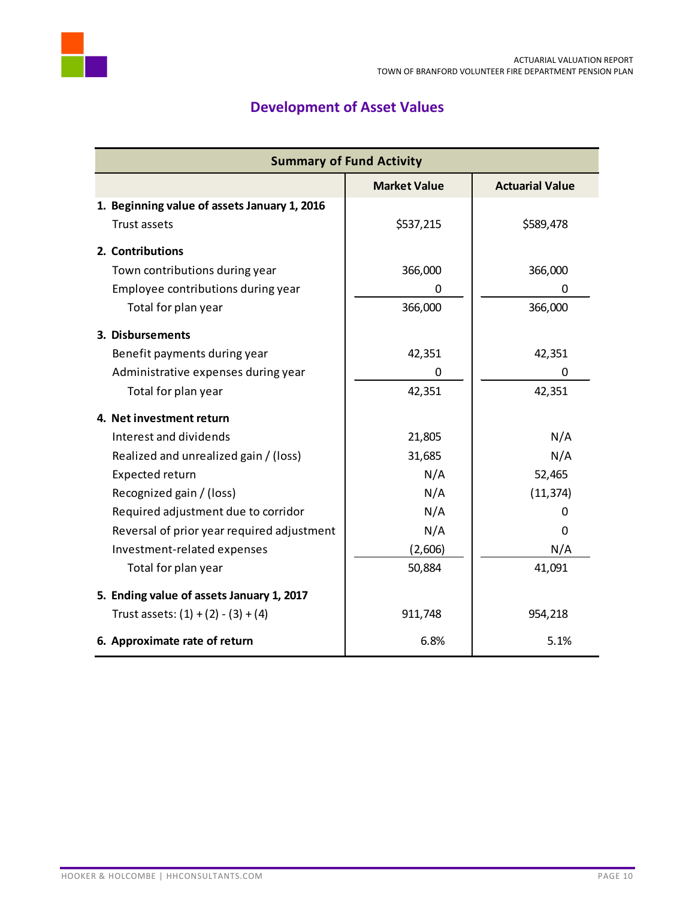## Development of Asset Values

| Summary of Fund Activity | | |
|---|---|---|
| | **Market Value** | **Actuarial Value** |
| **1. Beginning value of assets January 1, 2016** | | |
| Trust assets | $537,215 | $589,478 |
| **2. Contributions** | | |
| Town contributions during year | 366,000 | 366,000 |
| Employee contributions during year | 0 | 0 |
| Total for plan year | 366,000 | 366,000 |
| **3. Disbursements** | | |
| Benefit payments during year | 42,351 | 42,351 |
| Administrative expenses during year | 0 | 0 |
| Total for plan year | 42,351 | 42,351 |
| **4. Net investment return** | | |
| Interest and dividends | 21,805 | N/A |
| Realized and unrealized gain / (loss) | 31,685 | N/A |
| Expected return | N/A | 52,465 |
| Recognized gain / (loss) | N/A | (11,374) |
| Required adjustment due to corridor | N/A | 0 |
| Reversal of prior year required adjustment | N/A | 0 |
| Investment-related expenses | (2,606) | N/A |
| Total for plan year | 50,884 | 41,091 |
| **5. Ending value of assets January 1, 2017** | | |
| Trust assets: (1) + (2) - (3) + (4) | 911,748 | 954,218 |
| **6. Approximate rate of return** | 6.8% | 5.1% |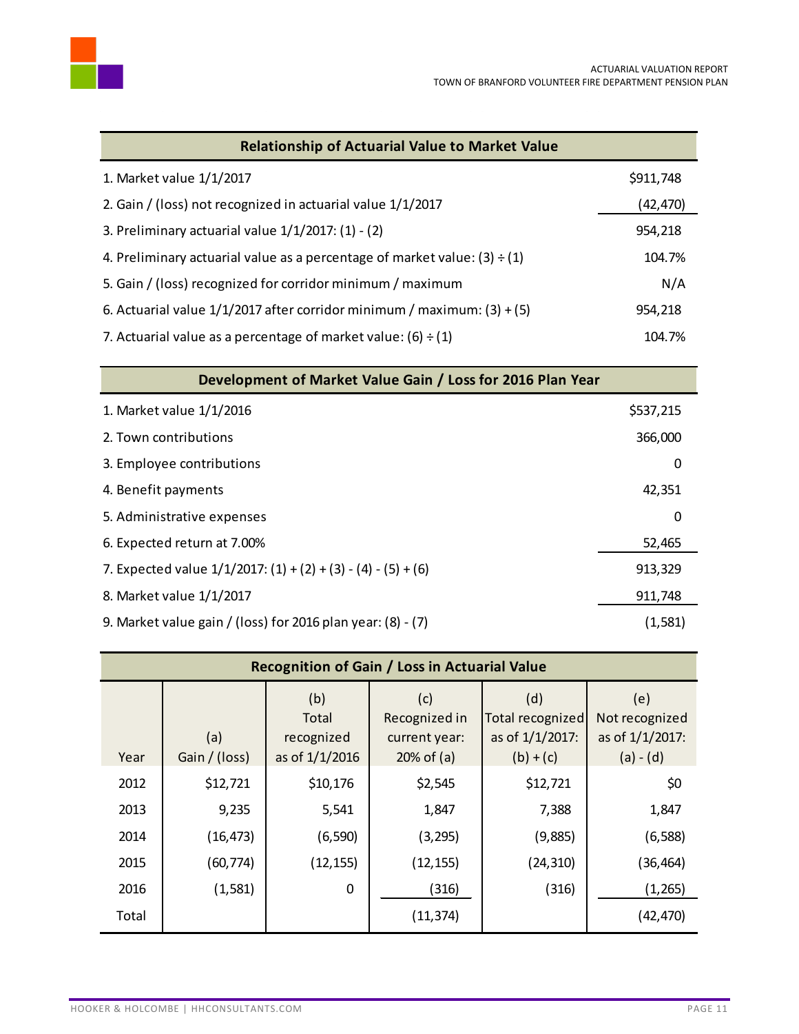| Relationship of Actuarial Value to Market Value | |
|---|---|
| 1. Market value 1/1/2017 | $911,748 |
| 2. Gain / (loss) not recognized in actuarial value 1/1/2017 | (42,470) |
| 3. Preliminary actuarial value 1/1/2017: (1) - (2) | 954,218 |
| 4. Preliminary actuarial value as a percentage of market value: (3) ÷ (1) | 104.7% |
| 5. Gain / (loss) recognized for corridor minimum / maximum | N/A |
| 6. Actuarial value 1/1/2017 after corridor minimum / maximum: (3) + (5) | 954,218 |
| 7. Actuarial value as a percentage of market value: (6) ÷ (1) | 104.7% |

| Development of Market Value Gain / Loss for 2016 Plan Year | |
|---|---|
| 1. Market value 1/1/2016 | $537,215 |
| 2. Town contributions | 366,000 |
| 3. Employee contributions | 0 |
| 4. Benefit payments | 42,351 |
| 5. Administrative expenses | 0 |
| 6. Expected return at 7.00% | 52,465 |
| 7. Expected value 1/1/2017: (1) + (2) + (3) - (4) - (5) + (6) | 913,329 |
| 8. Market value 1/1/2017 | 911,748 |
| 9. Market value gain / (loss) for 2016 plan year: (8) - (7) | (1,581) |

| Year | (a) Gain / (loss) | (b) Total recognized as of 1/1/2016 | (c) Recognized in current year: 20% of (a) | (d) Total recognized as of 1/1/2017: (b) + (c) | (e) Not recognized as of 1/1/2017: (a) - (d) |
|---|---|---|---|---|---|
| 2012 | $12,721 | $10,176 | $2,545 | $12,721 | $0 |
| 2013 | 9,235 | 5,541 | 1,847 | 7,388 | 1,847 |
| 2014 | (16,473) | (6,590) | (3,295) | (9,885) | (6,588) |
| 2015 | (60,774) | (12,155) | (12,155) | (24,310) | (36,464) |
| 2016 | (1,581) | 0 | (316) | (316) | (1,265) |
| Total | | | (11,374) | | (42,470) |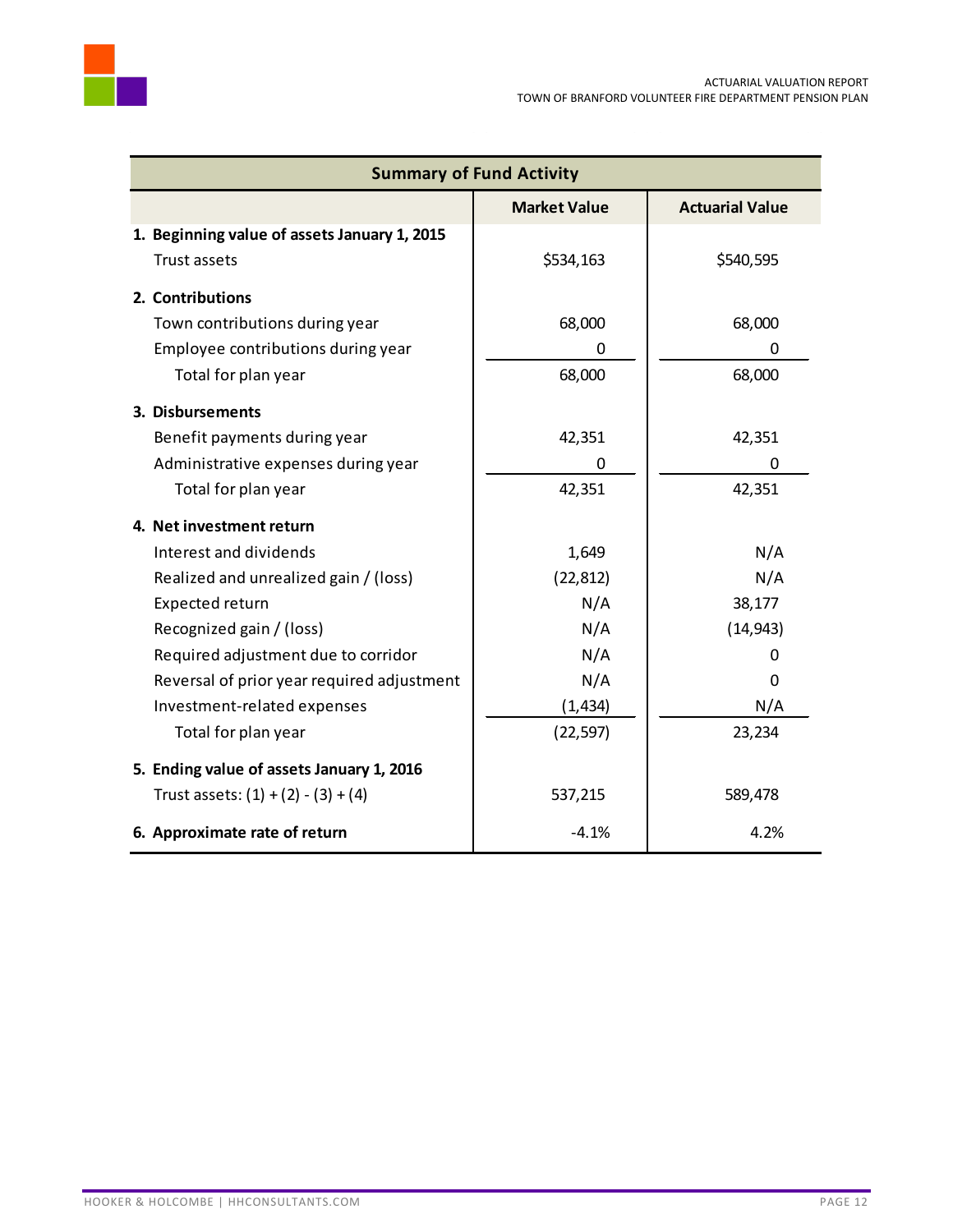| Summary of Fund Activity | Market Value | Actuarial Value |
|---|---|---|
| **1. Beginning value of assets January 1, 2015** | | |
| Trust assets | $534,163 | $540,595 |
| **2. Contributions** | | |
| Town contributions during year | 68,000 | 68,000 |
| Employee contributions during year | 0 | 0 |
| Total for plan year | 68,000 | 68,000 |
| **3. Disbursements** | | |
| Benefit payments during year | 42,351 | 42,351 |
| Administrative expenses during year | 0 | 0 |
| Total for plan year | 42,351 | 42,351 |
| **4. Net investment return** | | |
| Interest and dividends | 1,649 | N/A |
| Realized and unrealized gain / (loss) | (22,812) | N/A |
| Expected return | N/A | 38,177 |
| Recognized gain / (loss) | N/A | (14,943) |
| Required adjustment due to corridor | N/A | 0 |
| Reversal of prior year required adjustment | N/A | 0 |
| Investment-related expenses | (1,434) | N/A |
| Total for plan year | (22,597) | 23,234 |
| **5. Ending value of assets January 1, 2016** | | |
| Trust assets: (1) + (2) - (3) + (4) | 537,215 | 589,478 |
| **6. Approximate rate of return** | -4.1% | 4.2% |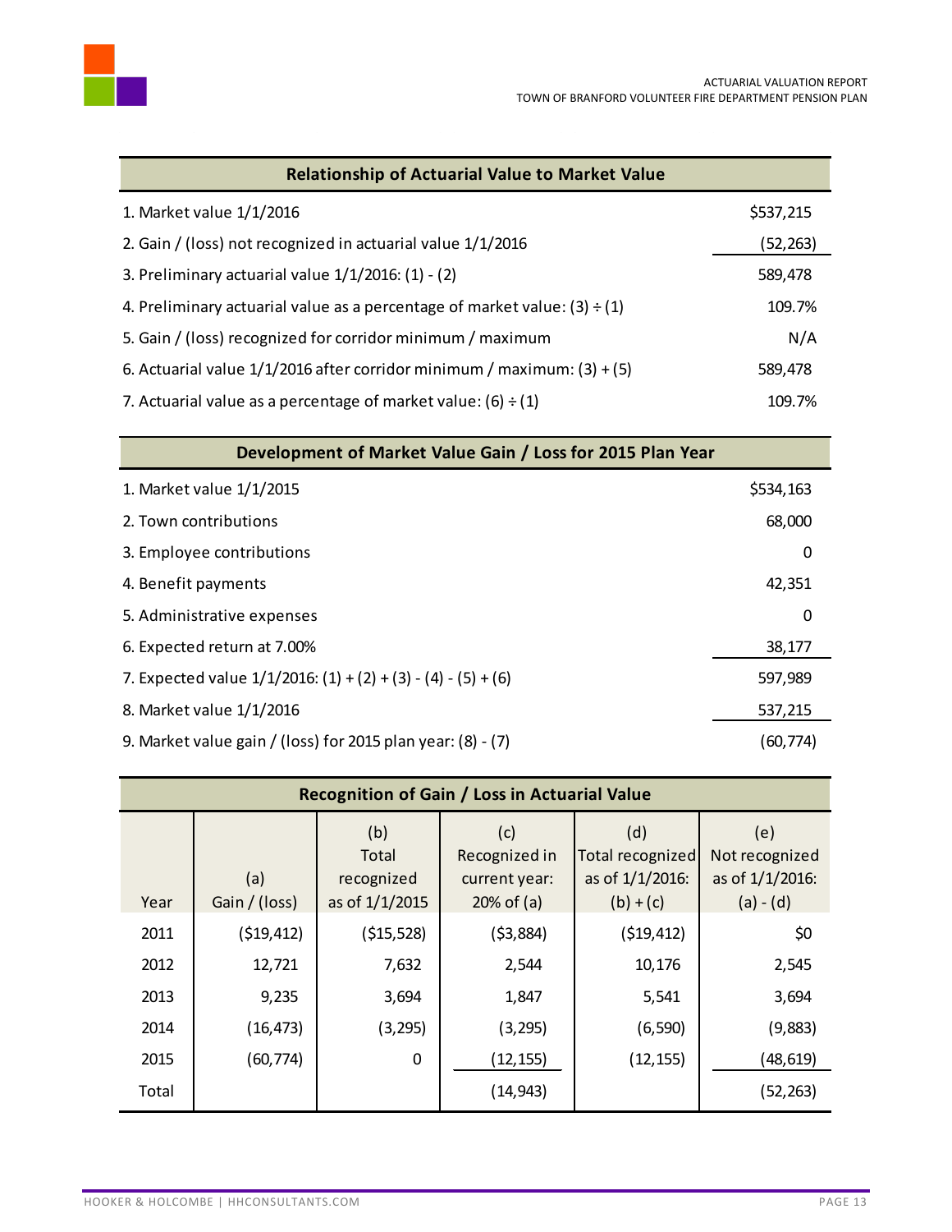| Relationship of Actuarial Value to Market Value | |
|---|---|
| 1. Market value 1/1/2016 | $537,215 |
| 2. Gain / (loss) not recognized in actuarial value 1/1/2016 | (52,263) |
| 3. Preliminary actuarial value 1/1/2016: (1) - (2) | 589,478 |
| 4. Preliminary actuarial value as a percentage of market value: (3) ÷ (1) | 109.7% |
| 5. Gain / (loss) recognized for corridor minimum / maximum | N/A |
| 6. Actuarial value 1/1/2016 after corridor minimum / maximum: (3) + (5) | 589,478 |
| 7. Actuarial value as a percentage of market value: (6) ÷ (1) | 109.7% |

| Development of Market Value Gain / Loss for 2015 Plan Year | |
|---|---|
| 1. Market value 1/1/2015 | $534,163 |
| 2. Town contributions | 68,000 |
| 3. Employee contributions | 0 |
| 4. Benefit payments | 42,351 |
| 5. Administrative expenses | 0 |
| 6. Expected return at 7.00% | 38,177 |
| 7. Expected value 1/1/2016: (1) + (2) + (3) - (4) - (5) + (6) | 597,989 |
| 8. Market value 1/1/2016 | 537,215 |
| 9. Market value gain / (loss) for 2015 plan year: (8) - (7) | (60,774) |

**Recognition of Gain / Loss in Actuarial Value**

| Year | (a) Gain / (loss) | (b) Total recognized as of 1/1/2015 | (c) Recognized in current year: 20% of (a) | (d) Total recognized as of 1/1/2016: (b) + (c) | (e) Not recognized as of 1/1/2016: (a) - (d) |
|---|---|---|---|---|---|
| 2011 | ($19,412) | ($15,528) | ($3,884) | ($19,412) | $0 |
| 2012 | 12,721 | 7,632 | 2,544 | 10,176 | 2,545 |
| 2013 | 9,235 | 3,694 | 1,847 | 5,541 | 3,694 |
| 2014 | (16,473) | (3,295) | (3,295) | (6,590) | (9,883) |
| 2015 | (60,774) | 0 | (12,155) | (12,155) | (48,619) |
| Total | | | (14,943) | | (52,263) |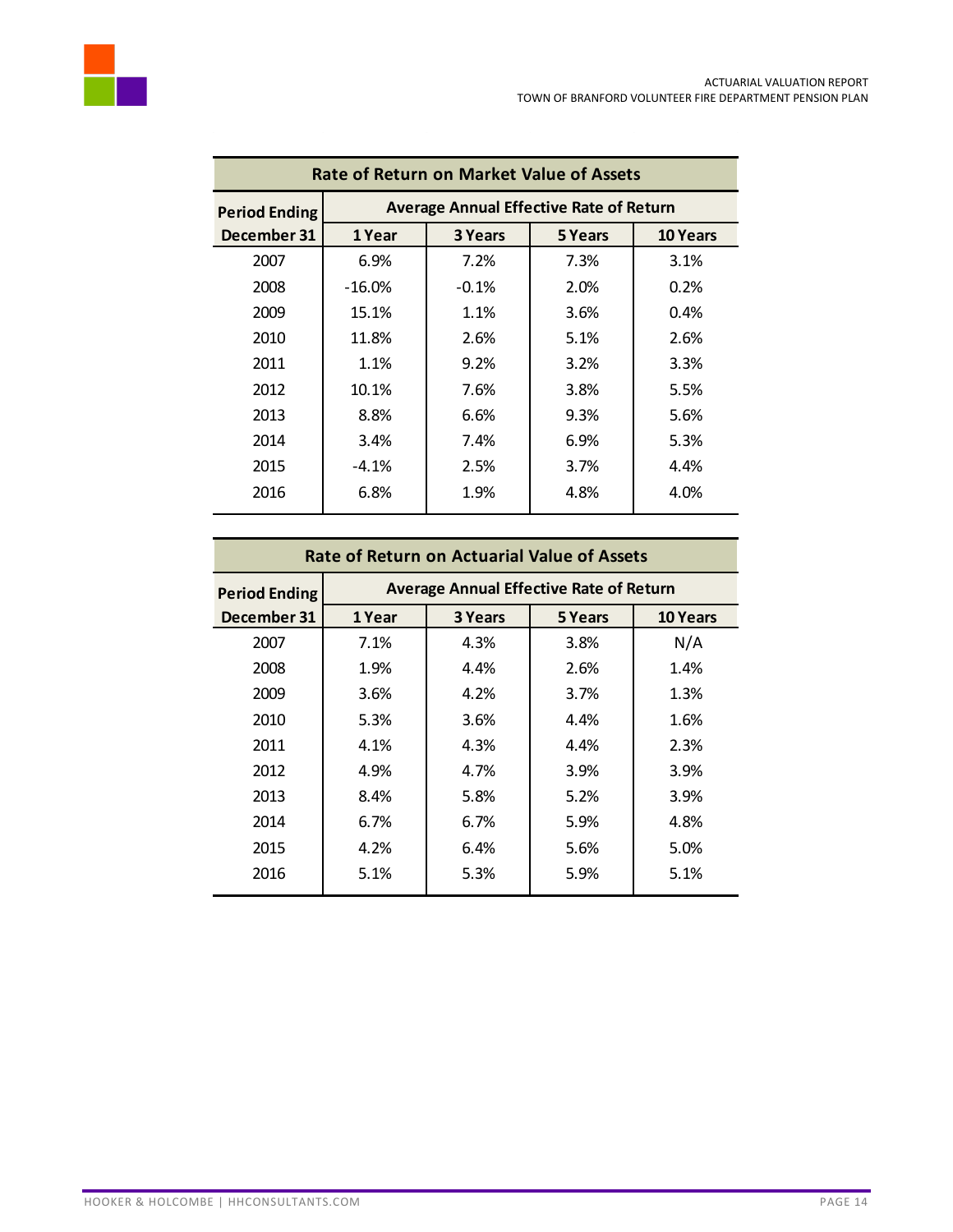| Rate of Return on Market Value of Assets | | | | |
|---|---|---|---|---|
| **Period Ending** | **Average Annual Effective Rate of Return** | | | |
| **December 31** | **1 Year** | **3 Years** | **5 Years** | **10 Years** |
| 2007 | 6.9% | 7.2% | 7.3% | 3.1% |
| 2008 | -16.0% | -0.1% | 2.0% | 0.2% |
| 2009 | 15.1% | 1.1% | 3.6% | 0.4% |
| 2010 | 11.8% | 2.6% | 5.1% | 2.6% |
| 2011 | 1.1% | 9.2% | 3.2% | 3.3% |
| 2012 | 10.1% | 7.6% | 3.8% | 5.5% |
| 2013 | 8.8% | 6.6% | 9.3% | 5.6% |
| 2014 | 3.4% | 7.4% | 6.9% | 5.3% |
| 2015 | -4.1% | 2.5% | 3.7% | 4.4% |
| 2016 | 6.8% | 1.9% | 4.8% | 4.0% |

| Rate of Return on Actuarial Value of Assets | | | | |
|---|---|---|---|---|
| **Period Ending** | **Average Annual Effective Rate of Return** | | | |
| **December 31** | **1 Year** | **3 Years** | **5 Years** | **10 Years** |
| 2007 | 7.1% | 4.3% | 3.8% | N/A |
| 2008 | 1.9% | 4.4% | 2.6% | 1.4% |
| 2009 | 3.6% | 4.2% | 3.7% | 1.3% |
| 2010 | 5.3% | 3.6% | 4.4% | 1.6% |
| 2011 | 4.1% | 4.3% | 4.4% | 2.3% |
| 2012 | 4.9% | 4.7% | 3.9% | 3.9% |
| 2013 | 8.4% | 5.8% | 5.2% | 3.9% |
| 2014 | 6.7% | 6.7% | 5.9% | 4.8% |
| 2015 | 4.2% | 6.4% | 5.6% | 5.0% |
| 2016 | 5.1% | 5.3% | 5.9% | 5.1% |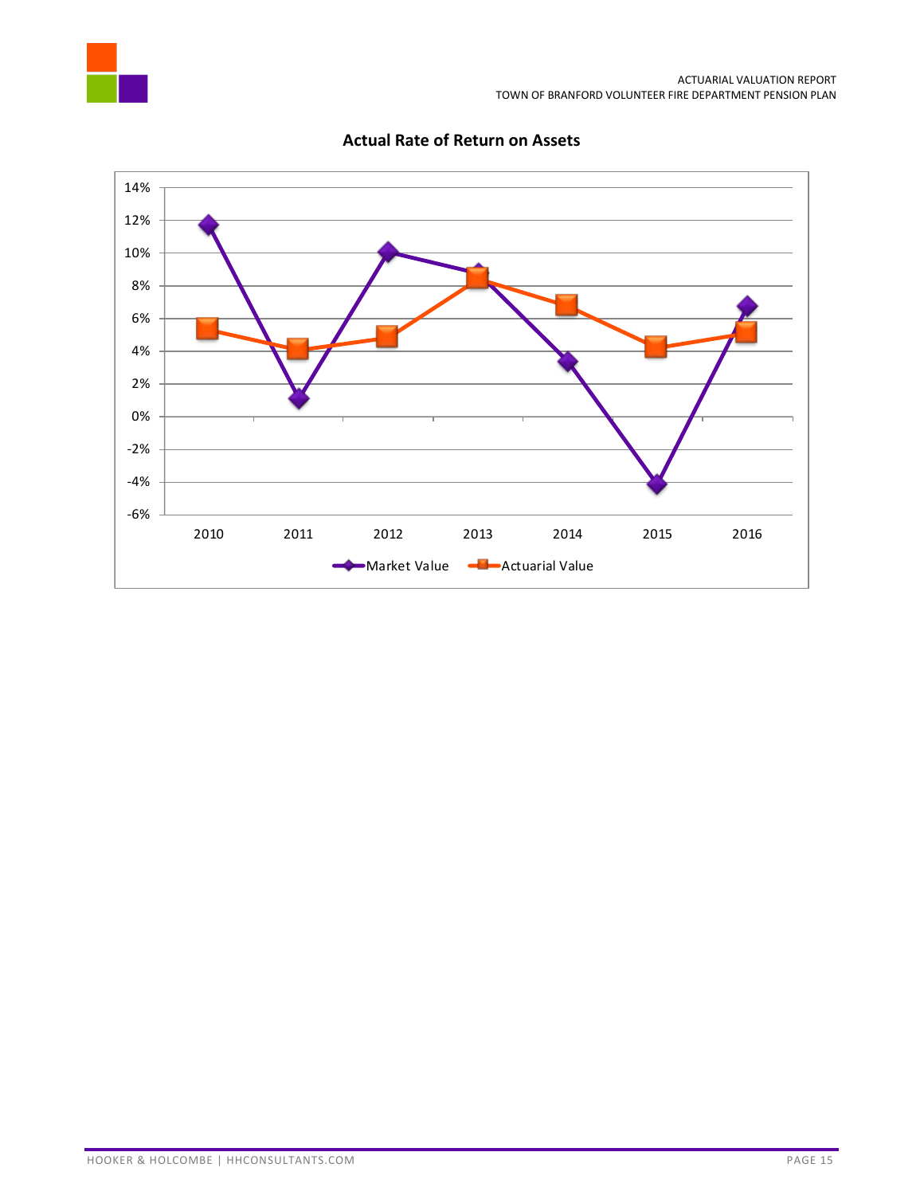**Actual Rate of Return on Assets**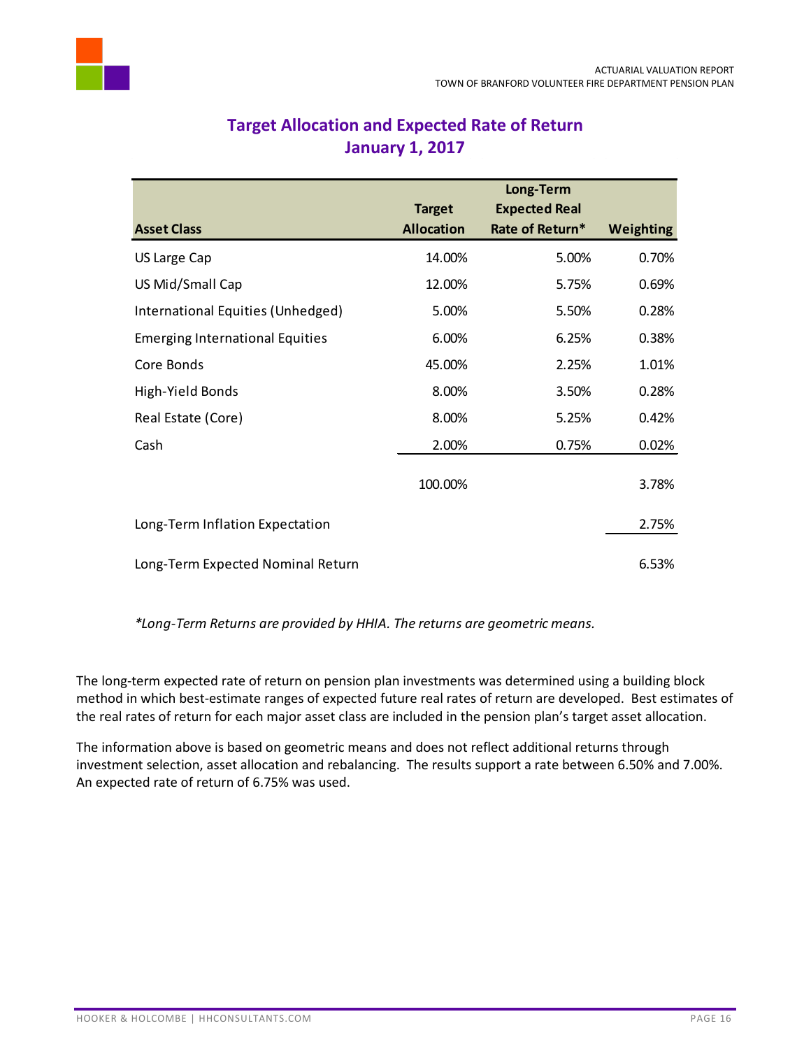## Target Allocation and Expected Rate of Return
## January 1, 2017

| Asset Class | Target Allocation | Long-Term Expected Real Rate of Return* | Weighting |
|---|---|---|---|
| US Large Cap | 14.00% | 5.00% | 0.70% |
| US Mid/Small Cap | 12.00% | 5.75% | 0.69% |
| International Equities (Unhedged) | 5.00% | 5.50% | 0.28% |
| Emerging International Equities | 6.00% | 6.25% | 0.38% |
| Core Bonds | 45.00% | 2.25% | 1.01% |
| High-Yield Bonds | 8.00% | 3.50% | 0.28% |
| Real Estate (Core) | 8.00% | 5.25% | 0.42% |
| Cash | 2.00% | 0.75% | 0.02% |
| | 100.00% | | 3.78% |
| Long-Term Inflation Expectation | | | 2.75% |
| Long-Term Expected Nominal Return | | | 6.53% |

*\*Long-Term Returns are provided by HHIA. The returns are geometric means.*

The long-term expected rate of return on pension plan investments was determined using a building block method in which best-estimate ranges of expected future real rates of return are developed. Best estimates of the real rates of return for each major asset class are included in the pension plan's target asset allocation.

The information above is based on geometric means and does not reflect additional returns through investment selection, asset allocation and rebalancing. The results support a rate between 6.50% and 7.00%. An expected rate of return of 6.75% was used.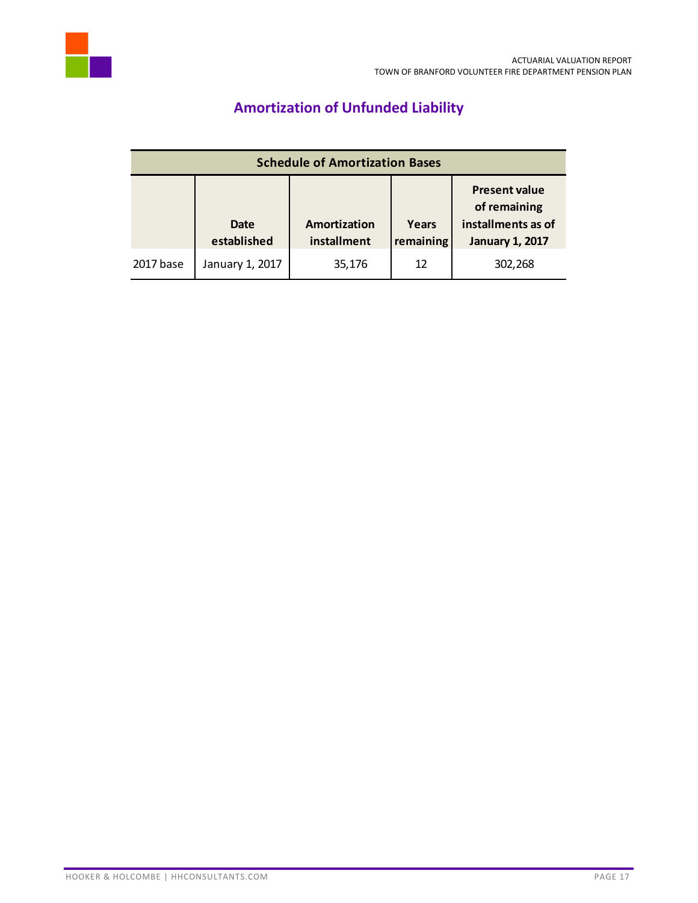## Amortization of Unfunded Liability

| Schedule of Amortization Bases | | | | |
|---|---|---|---|---|
| | Date established | Amortization installment | Years remaining | Present value of remaining installments as of January 1, 2017 |
| 2017 base | January 1, 2017 | 35,176 | 12 | 302,268 |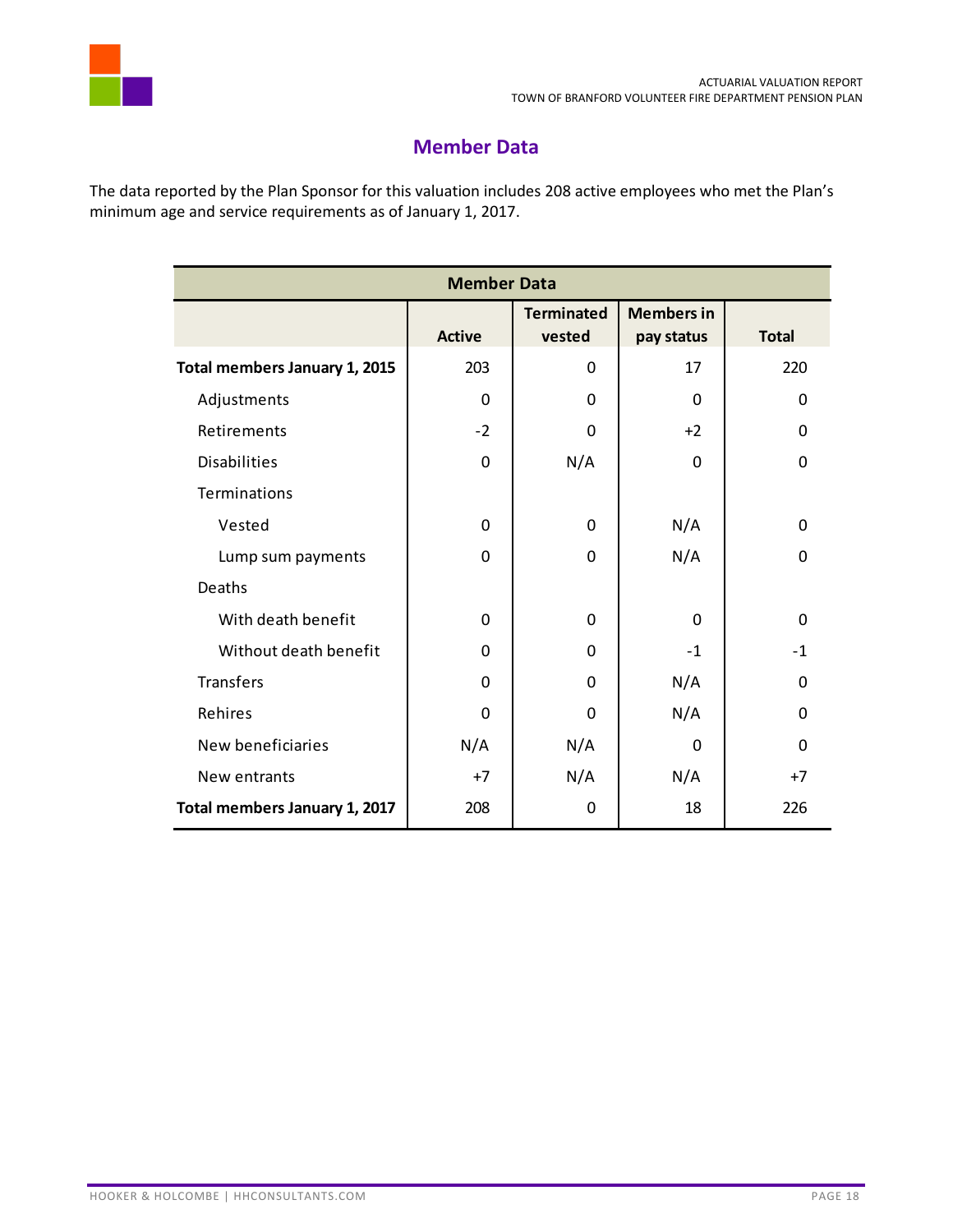## Member Data

The data reported by the Plan Sponsor for this valuation includes 208 active employees who met the Plan's minimum age and service requirements as of January 1, 2017.

| Member Data | | | | |
|---|---|---|---|---|
| | Active | Terminated vested | Members in pay status | Total |
| **Total members January 1, 2015** | 203 | 0 | 17 | 220 |
| Adjustments | 0 | 0 | 0 | 0 |
| Retirements | -2 | 0 | +2 | 0 |
| Disabilities | 0 | N/A | 0 | 0 |
| Terminations | | | | |
| Vested | 0 | 0 | N/A | 0 |
| Lump sum payments | 0 | 0 | N/A | 0 |
| Deaths | | | | |
| With death benefit | 0 | 0 | 0 | 0 |
| Without death benefit | 0 | 0 | -1 | -1 |
| Transfers | 0 | 0 | N/A | 0 |
| Rehires | 0 | 0 | N/A | 0 |
| New beneficiaries | N/A | N/A | 0 | 0 |
| New entrants | +7 | N/A | N/A | +7 |
| **Total members January 1, 2017** | 208 | 0 | 18 | 226 |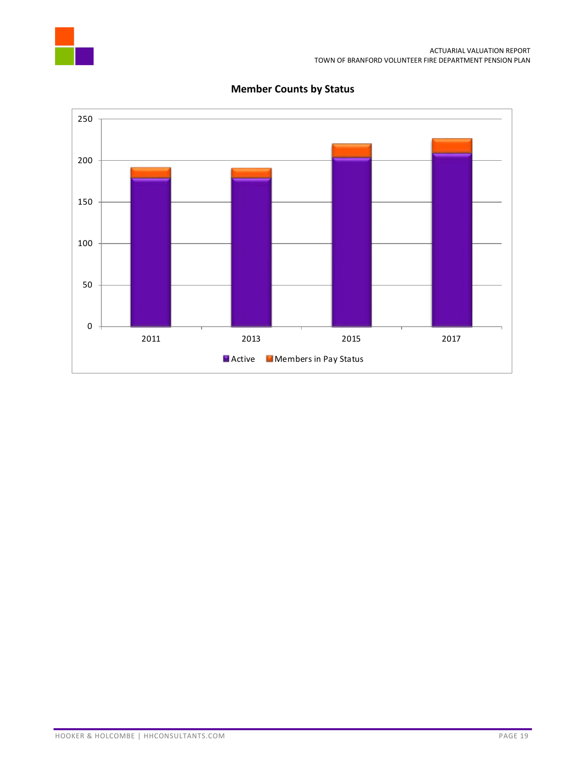**Member Counts by Status**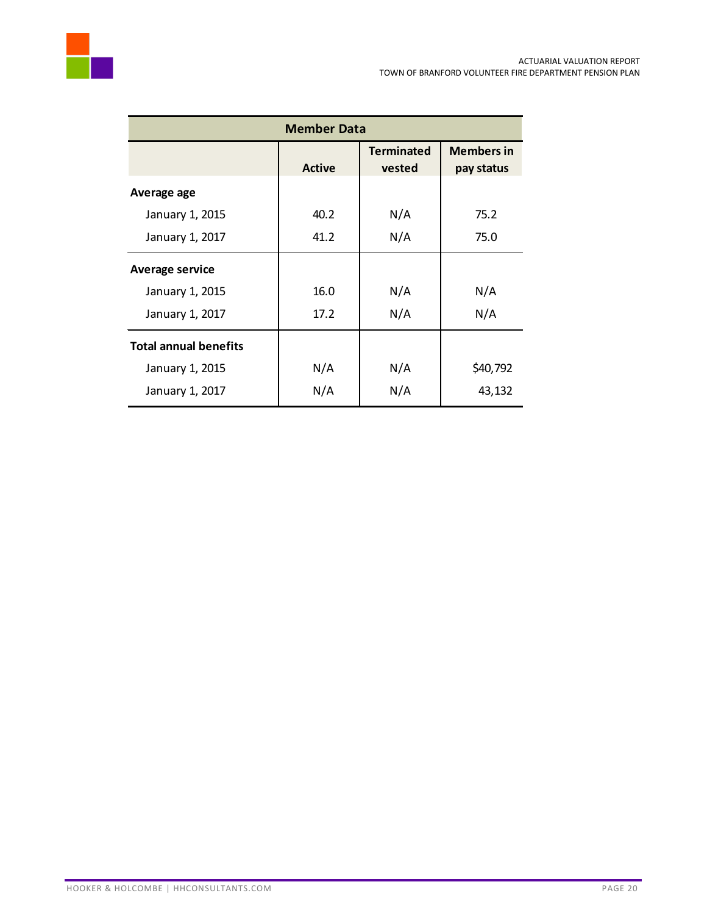| Member Data | | | |
|---|---|---|---|
| | Active | Terminated vested | Members in pay status |
| **Average age** | | | |
| January 1, 2015 | 40.2 | N/A | 75.2 |
| January 1, 2017 | 41.2 | N/A | 75.0 |
| **Average service** | | | |
| January 1, 2015 | 16.0 | N/A | N/A |
| January 1, 2017 | 17.2 | N/A | N/A |
| **Total annual benefits** | | | |
| January 1, 2015 | N/A | N/A | $40,792 |
| January 1, 2017 | N/A | N/A | 43,132 |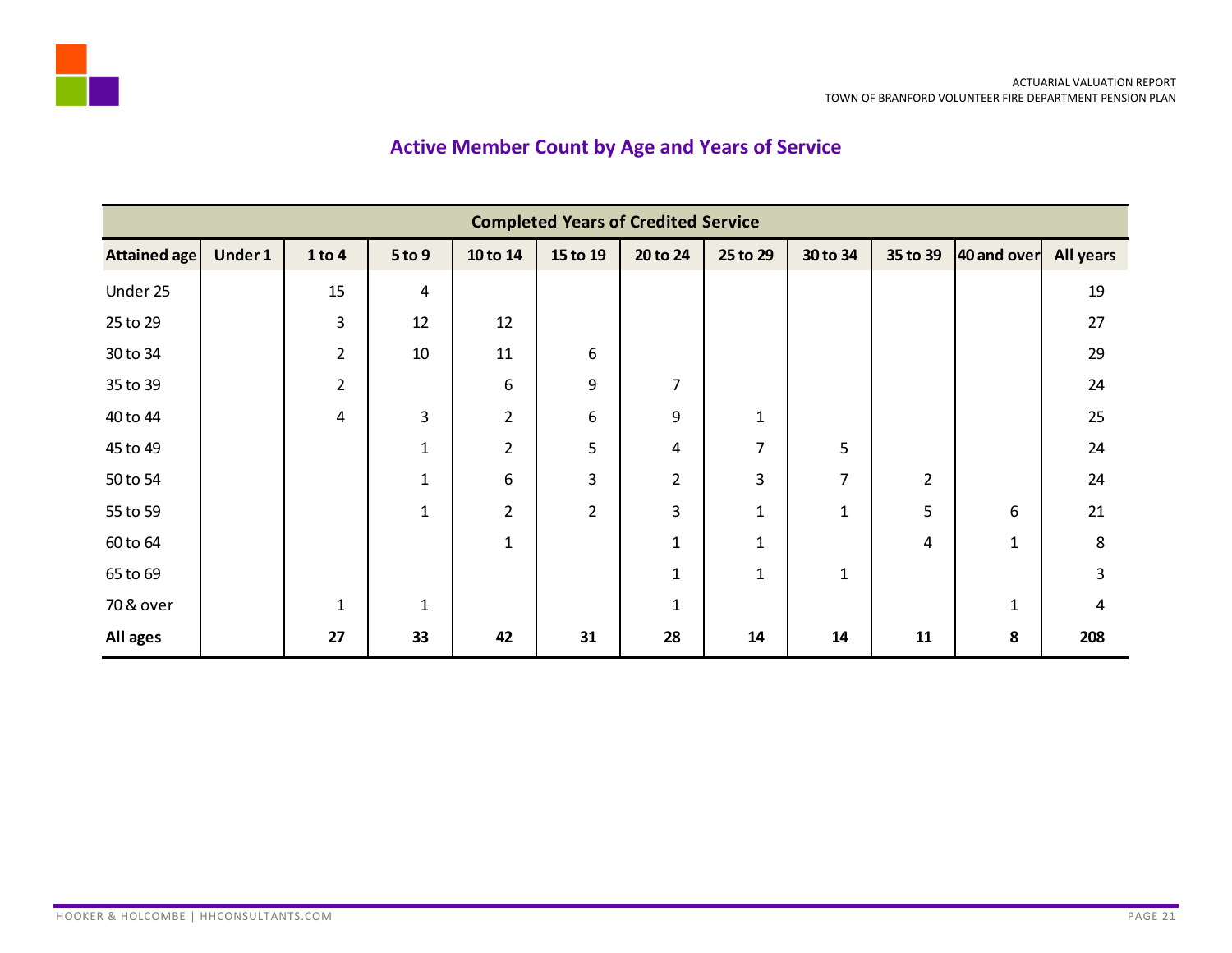## Active Member Count by Age and Years of Service

| | Completed Years of Credited Service | | | | | | | | | | |
|---|---|---|---|---|---|---|---|---|---|---|---|
| **Attained age** | **Under 1** | **1 to 4** | **5 to 9** | **10 to 14** | **15 to 19** | **20 to 24** | **25 to 29** | **30 to 34** | **35 to 39** | **40 and over** | **All years** |
| Under 25 | | 15 | 4 | | | | | | | | 19 |
| 25 to 29 | | 3 | 12 | 12 | | | | | | | 27 |
| 30 to 34 | | 2 | 10 | 11 | 6 | | | | | | 29 |
| 35 to 39 | | 2 | | 6 | 9 | 7 | | | | | 24 |
| 40 to 44 | | 4 | 3 | 2 | 6 | 9 | 1 | | | | 25 |
| 45 to 49 | | | 1 | 2 | 5 | 4 | 7 | 5 | | | 24 |
| 50 to 54 | | | 1 | 6 | 3 | 2 | 3 | 7 | 2 | | 24 |
| 55 to 59 | | | 1 | 2 | 2 | 3 | 1 | 1 | 5 | 6 | 21 |
| 60 to 64 | | | | 1 | | 1 | 1 | | 4 | 1 | 8 |
| 65 to 69 | | | | | | 1 | 1 | 1 | | | 3 |
| 70 & over | | 1 | 1 | | | 1 | | | | 1 | 4 |
| **All ages** | | **27** | **33** | **42** | **31** | **28** | **14** | **14** | **11** | **8** | **208** |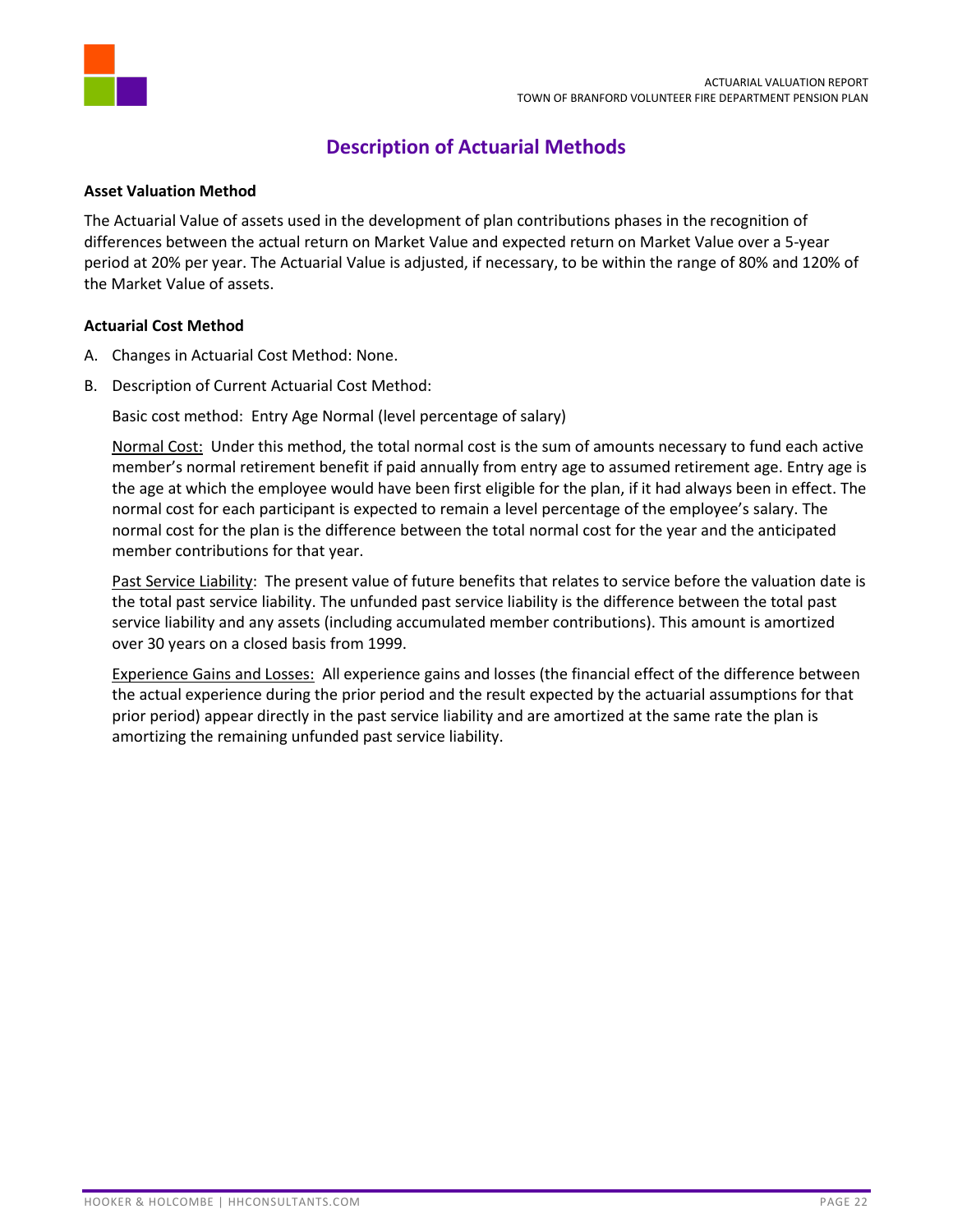## Description of Actuarial Methods

**Asset Valuation Method**

The Actuarial Value of assets used in the development of plan contributions phases in the recognition of differences between the actual return on Market Value and expected return on Market Value over a 5-year period at 20% per year. The Actuarial Value is adjusted, if necessary, to be within the range of 80% and 120% of the Market Value of assets.

**Actuarial Cost Method**

A. Changes in Actuarial Cost Method: None.

B. Description of Current Actuarial Cost Method:

   Basic cost method: Entry Age Normal (level percentage of salary)

   Normal Cost: Under this method, the total normal cost is the sum of amounts necessary to fund each active member's normal retirement benefit if paid annually from entry age to assumed retirement age. Entry age is the age at which the employee would have been first eligible for the plan, if it had always been in effect. The normal cost for each participant is expected to remain a level percentage of the employee's salary. The normal cost for the plan is the difference between the total normal cost for the year and the anticipated member contributions for that year.

   Past Service Liability: The present value of future benefits that relates to service before the valuation date is the total past service liability. The unfunded past service liability is the difference between the total past service liability and any assets (including accumulated member contributions). This amount is amortized over 30 years on a closed basis from 1999.

   Experience Gains and Losses: All experience gains and losses (the financial effect of the difference between the actual experience during the prior period and the result expected by the actuarial assumptions for that prior period) appear directly in the past service liability and are amortized at the same rate the plan is amortizing the remaining unfunded past service liability.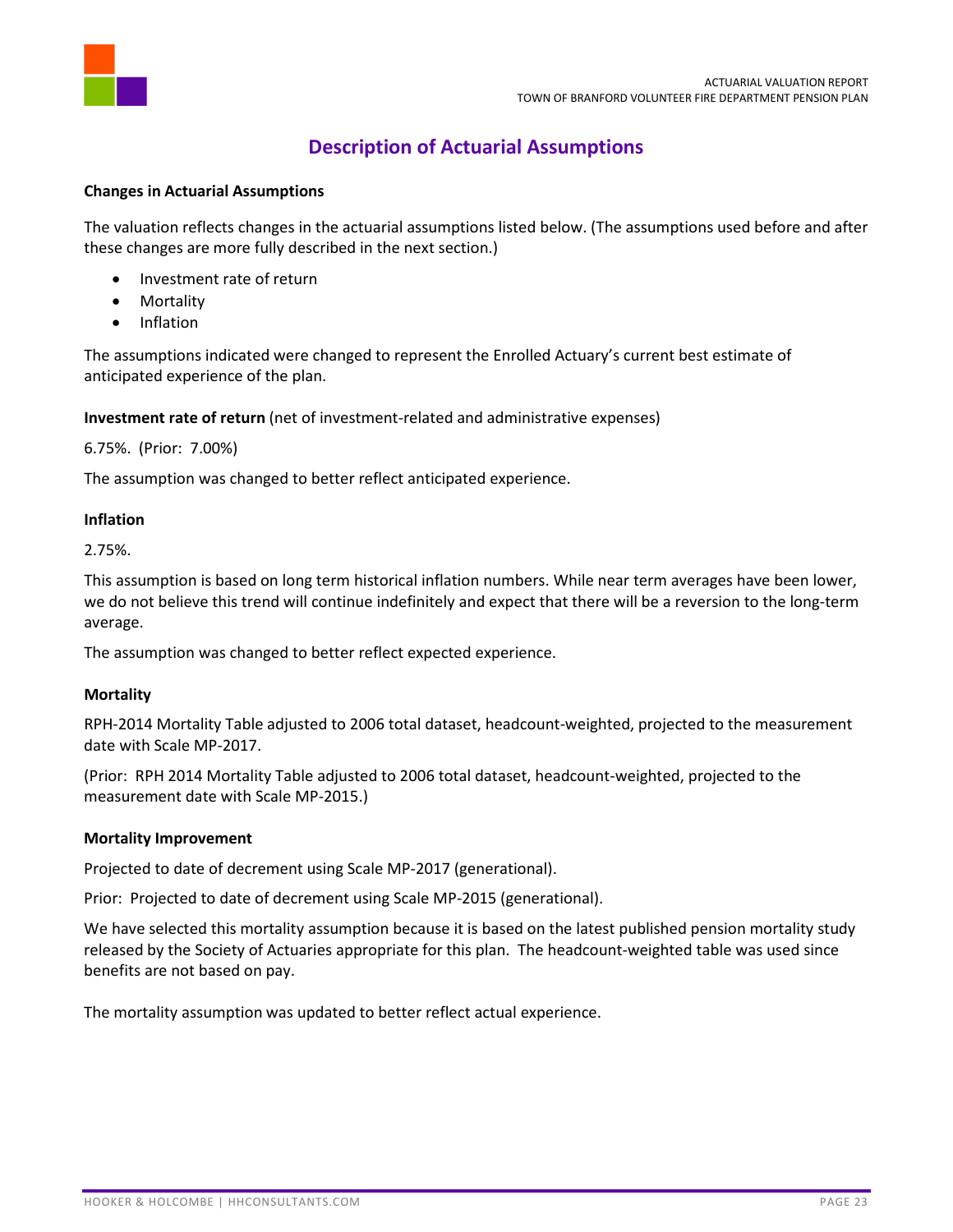## Description of Actuarial Assumptions

**Changes in Actuarial Assumptions**

The valuation reflects changes in the actuarial assumptions listed below. (The assumptions used before and after these changes are more fully described in the next section.)

- Investment rate of return
- Mortality
- Inflation

The assumptions indicated were changed to represent the Enrolled Actuary's current best estimate of anticipated experience of the plan.

**Investment rate of return** (net of investment-related and administrative expenses)

6.75%. (Prior: 7.00%)

The assumption was changed to better reflect anticipated experience.

**Inflation**

2.75%.

This assumption is based on long term historical inflation numbers. While near term averages have been lower, we do not believe this trend will continue indefinitely and expect that there will be a reversion to the long-term average.

The assumption was changed to better reflect expected experience.

**Mortality**

RPH-2014 Mortality Table adjusted to 2006 total dataset, headcount-weighted, projected to the measurement date with Scale MP-2017.

(Prior: RPH 2014 Mortality Table adjusted to 2006 total dataset, headcount-weighted, projected to the measurement date with Scale MP-2015.)

**Mortality Improvement**

Projected to date of decrement using Scale MP-2017 (generational).

Prior: Projected to date of decrement using Scale MP-2015 (generational).

We have selected this mortality assumption because it is based on the latest published pension mortality study released by the Society of Actuaries appropriate for this plan. The headcount-weighted table was used since benefits are not based on pay.

The mortality assumption was updated to better reflect actual experience.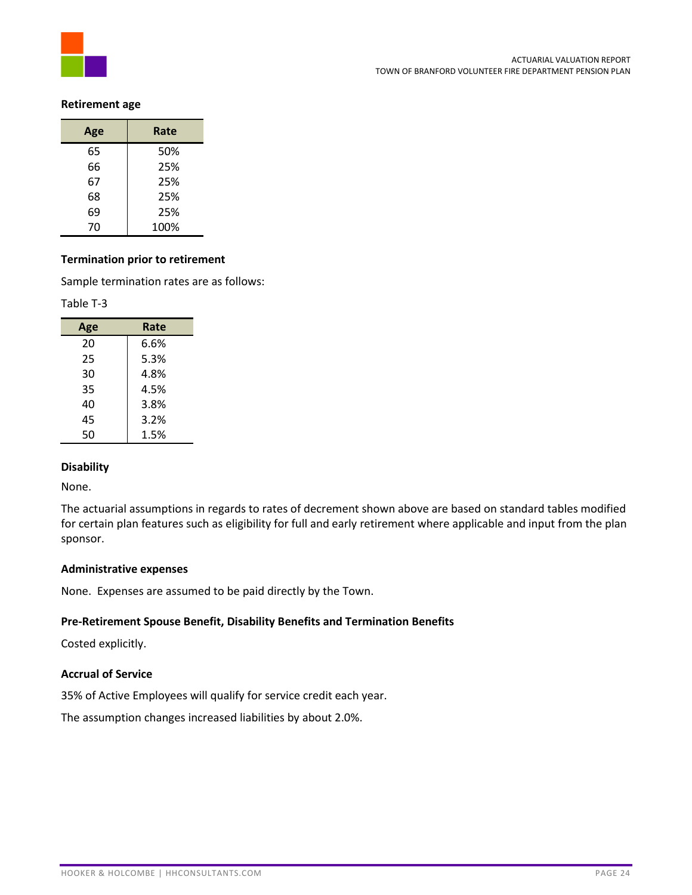**Retirement age**

| Age | Rate |
|---|---|
| 65 | 50% |
| 66 | 25% |
| 67 | 25% |
| 68 | 25% |
| 69 | 25% |
| 70 | 100% |

**Termination prior to retirement**

Sample termination rates are as follows:

Table T-3

| Age | Rate |
|---|---|
| 20 | 6.6% |
| 25 | 5.3% |
| 30 | 4.8% |
| 35 | 4.5% |
| 40 | 3.8% |
| 45 | 3.2% |
| 50 | 1.5% |

**Disability**

None.

The actuarial assumptions in regards to rates of decrement shown above are based on standard tables modified for certain plan features such as eligibility for full and early retirement where applicable and input from the plan sponsor.

**Administrative expenses**

None. Expenses are assumed to be paid directly by the Town.

**Pre-Retirement Spouse Benefit, Disability Benefits and Termination Benefits**

Costed explicitly.

**Accrual of Service**

35% of Active Employees will qualify for service credit each year.

The assumption changes increased liabilities by about 2.0%.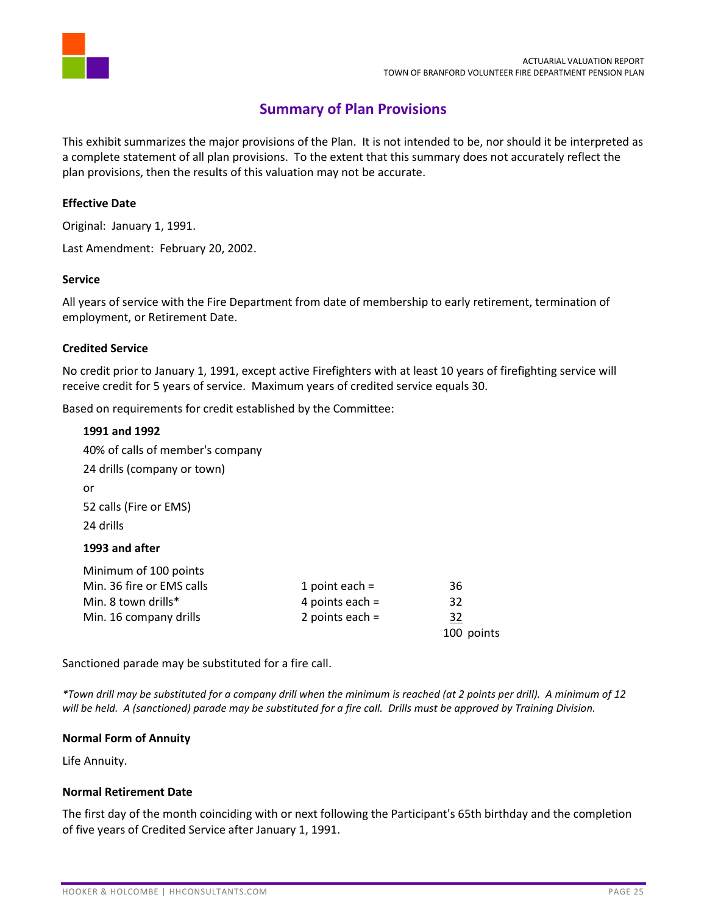## Summary of Plan Provisions

This exhibit summarizes the major provisions of the Plan. It is not intended to be, nor should it be interpreted as a complete statement of all plan provisions. To the extent that this summary does not accurately reflect the plan provisions, then the results of this valuation may not be accurate.

**Effective Date**

Original: January 1, 1991.

Last Amendment: February 20, 2002.

**Service**

All years of service with the Fire Department from date of membership to early retirement, termination of employment, or Retirement Date.

**Credited Service**

No credit prior to January 1, 1991, except active Firefighters with at least 10 years of firefighting service will receive credit for 5 years of service. Maximum years of credited service equals 30.

Based on requirements for credit established by the Committee:

**1991 and 1992**

40% of calls of member's company

24 drills (company or town)

or

52 calls (Fire or EMS)

24 drills

**1993 and after**

| Minimum of 100 points | | |
|---|---|---|
| Min. 36 fire or EMS calls | 1 point each = | 36 |
| Min. 8 town drills* | 4 points each = | 32 |
| Min. 16 company drills | 2 points each = | 32 |
| | | 100 points |

Sanctioned parade may be substituted for a fire call.

*\*Town drill may be substituted for a company drill when the minimum is reached (at 2 points per drill). A minimum of 12 will be held. A (sanctioned) parade may be substituted for a fire call. Drills must be approved by Training Division.*

**Normal Form of Annuity**

Life Annuity.

**Normal Retirement Date**

The first day of the month coinciding with or next following the Participant's 65th birthday and the completion of five years of Credited Service after January 1, 1991.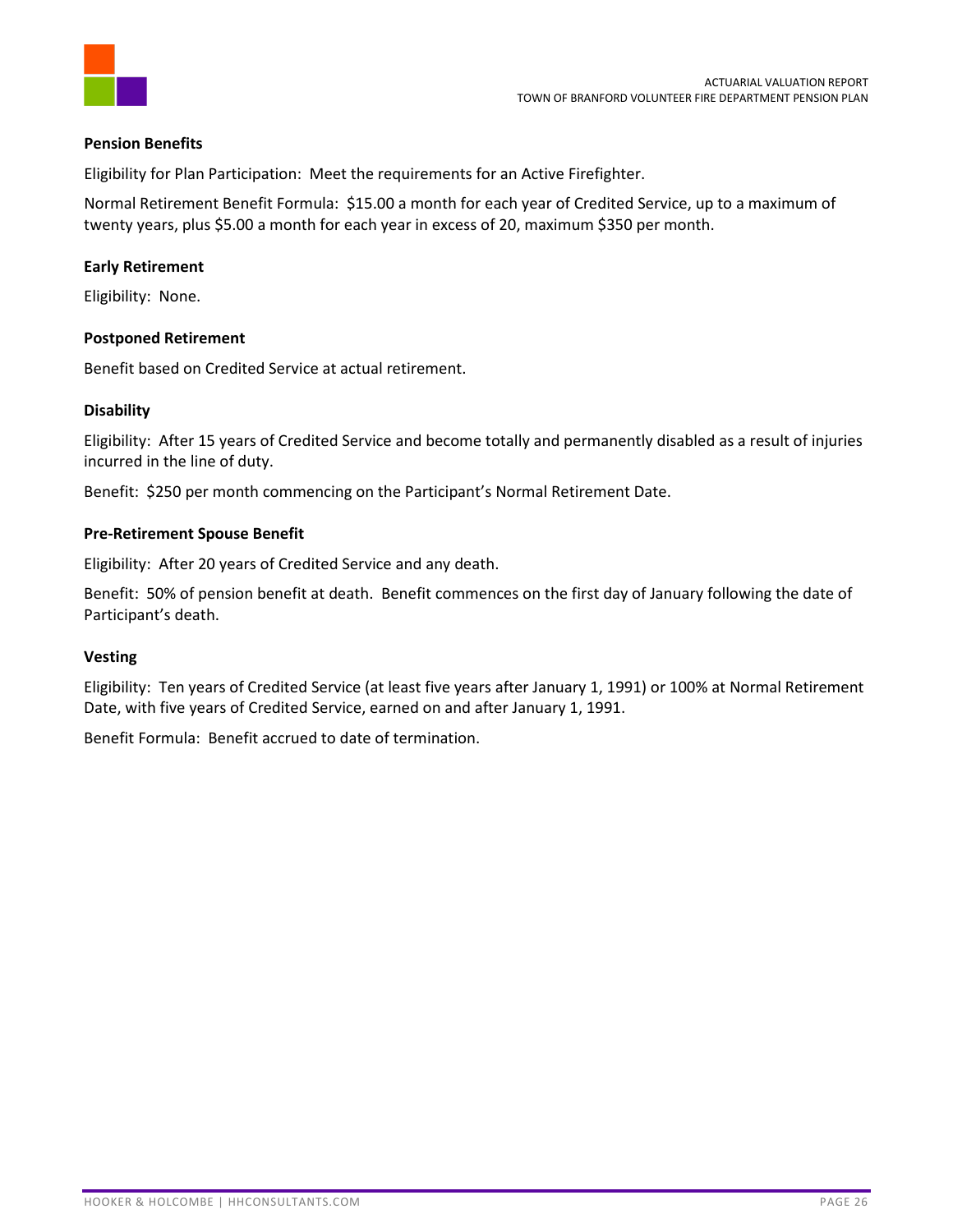**Pension Benefits**

Eligibility for Plan Participation: Meet the requirements for an Active Firefighter.

Normal Retirement Benefit Formula: $15.00 a month for each year of Credited Service, up to a maximum of twenty years, plus $5.00 a month for each year in excess of 20, maximum $350 per month.

**Early Retirement**

Eligibility: None.

**Postponed Retirement**

Benefit based on Credited Service at actual retirement.

**Disability**

Eligibility: After 15 years of Credited Service and become totally and permanently disabled as a result of injuries incurred in the line of duty.

Benefit: $250 per month commencing on the Participant's Normal Retirement Date.

**Pre-Retirement Spouse Benefit**

Eligibility: After 20 years of Credited Service and any death.

Benefit: 50% of pension benefit at death. Benefit commences on the first day of January following the date of Participant's death.

**Vesting**

Eligibility: Ten years of Credited Service (at least five years after January 1, 1991) or 100% at Normal Retirement Date, with five years of Credited Service, earned on and after January 1, 1991.

Benefit Formula: Benefit accrued to date of termination.